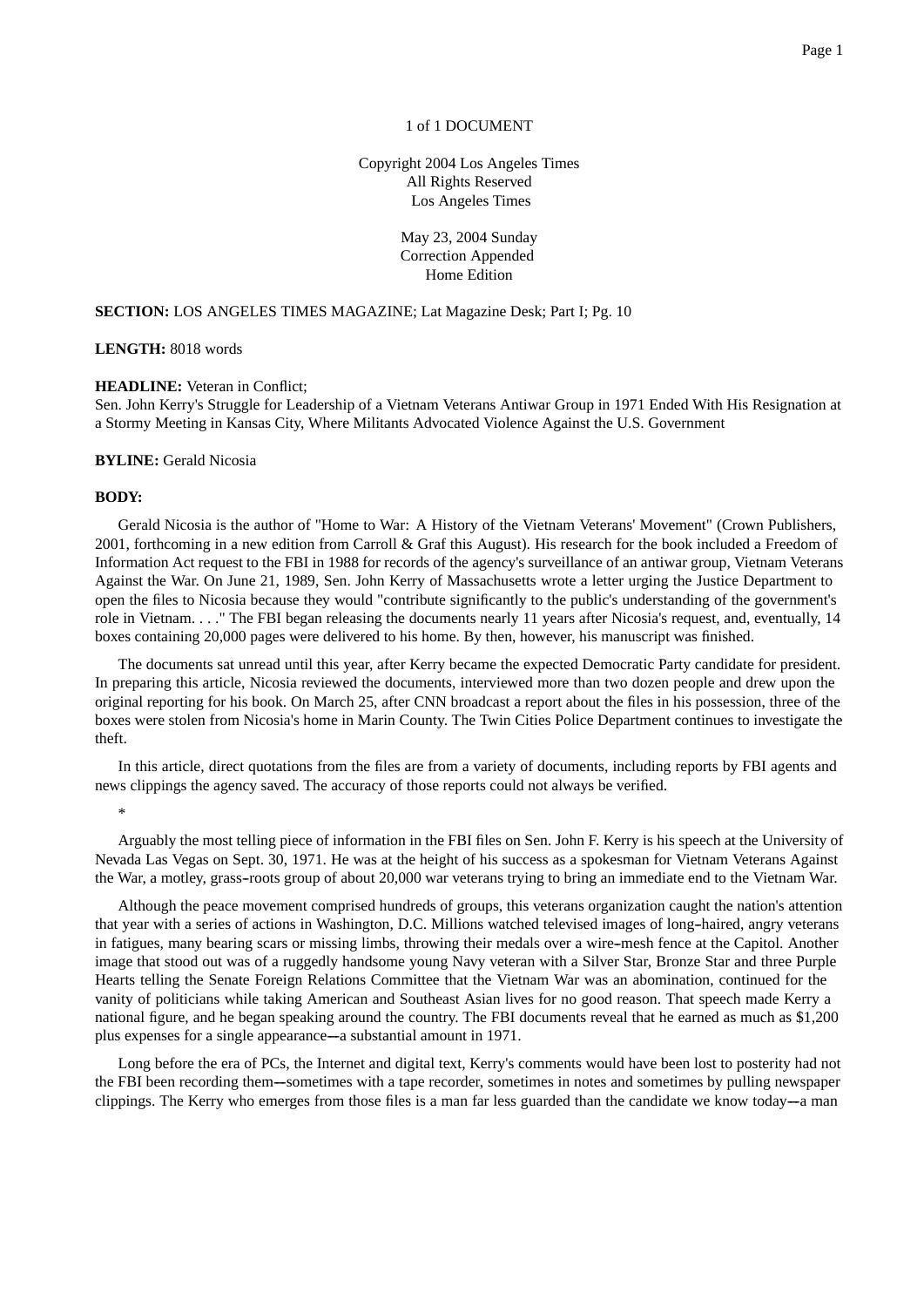1 of 1 DOCUMENT

Copyright 2004 Los Angeles Times
All Rights Reserved
Los Angeles Times

May 23, 2004 Sunday
Correction Appended
Home Edition

**SECTION:** LOS ANGELES TIMES MAGAZINE; Lat Magazine Desk; Part I; Pg. 10

**LENGTH:** 8018 words

**HEADLINE:** Veteran in Conflict;
Sen. John Kerry's Struggle for Leadership of a Vietnam Veterans Antiwar Group in 1971 Ended With His Resignation at a Stormy Meeting in Kansas City, Where Militants Advocated Violence Against the U.S. Government

**BYLINE:** Gerald Nicosia

**BODY:**

Gerald Nicosia is the author of "Home to War: A History of the Vietnam Veterans' Movement" (Crown Publishers, 2001, forthcoming in a new edition from Carroll & Graf this August). His research for the book included a Freedom of Information Act request to the FBI in 1988 for records of the agency's surveillance of an antiwar group, Vietnam Veterans Against the War. On June 21, 1989, Sen. John Kerry of Massachusetts wrote a letter urging the Justice Department to open the files to Nicosia because they would "contribute significantly to the public's understanding of the government's role in Vietnam. . . ." The FBI began releasing the documents nearly 11 years after Nicosia's request, and, eventually, 14 boxes containing 20,000 pages were delivered to his home. By then, however, his manuscript was finished.

The documents sat unread until this year, after Kerry became the expected Democratic Party candidate for president. In preparing this article, Nicosia reviewed the documents, interviewed more than two dozen people and drew upon the original reporting for his book. On March 25, after CNN broadcast a report about the files in his possession, three of the boxes were stolen from Nicosia's home in Marin County. The Twin Cities Police Department continues to investigate the theft.

In this article, direct quotations from the files are from a variety of documents, including reports by FBI agents and news clippings the agency saved. The accuracy of those reports could not always be verified.

*

Arguably the most telling piece of information in the FBI files on Sen. John F. Kerry is his speech at the University of Nevada Las Vegas on Sept. 30, 1971. He was at the height of his success as a spokesman for Vietnam Veterans Against the War, a motley, grass-roots group of about 20,000 war veterans trying to bring an immediate end to the Vietnam War.

Although the peace movement comprised hundreds of groups, this veterans organization caught the nation's attention that year with a series of actions in Washington, D.C. Millions watched televised images of long-haired, angry veterans in fatigues, many bearing scars or missing limbs, throwing their medals over a wire-mesh fence at the Capitol. Another image that stood out was of a ruggedly handsome young Navy veteran with a Silver Star, Bronze Star and three Purple Hearts telling the Senate Foreign Relations Committee that the Vietnam War was an abomination, continued for the vanity of politicians while taking American and Southeast Asian lives for no good reason. That speech made Kerry a national figure, and he began speaking around the country. The FBI documents reveal that he earned as much as $1,200 plus expenses for a single appearance—a substantial amount in 1971.

Long before the era of PCs, the Internet and digital text, Kerry's comments would have been lost to posterity had not the FBI been recording them—sometimes with a tape recorder, sometimes in notes and sometimes by pulling newspaper clippings. The Kerry who emerges from those files is a man far less guarded than the candidate we know today—a man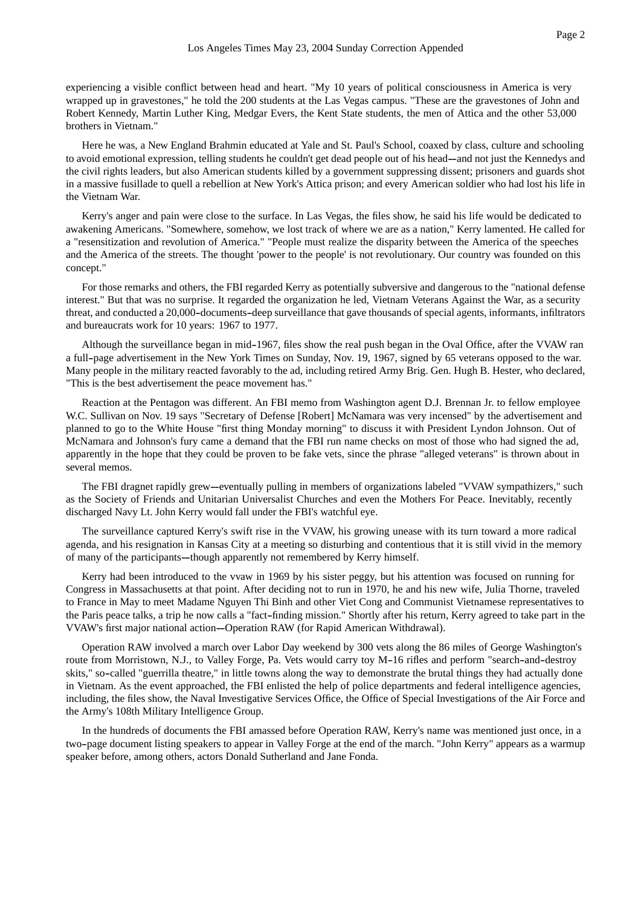experiencing a visible conflict between head and heart. "My 10 years of political consciousness in America is very wrapped up in gravestones," he told the 200 students at the Las Vegas campus. "These are the gravestones of John and Robert Kennedy, Martin Luther King, Medgar Evers, the Kent State students, the men of Attica and the other 53,000 brothers in Vietnam."

Here he was, a New England Brahmin educated at Yale and St. Paul's School, coaxed by class, culture and schooling to avoid emotional expression, telling students he couldn't get dead people out of his head--and not just the Kennedys and the civil rights leaders, but also American students killed by a government suppressing dissent; prisoners and guards shot in a massive fusillade to quell a rebellion at New York's Attica prison; and every American soldier who had lost his life in the Vietnam War.

Kerry's anger and pain were close to the surface. In Las Vegas, the files show, he said his life would be dedicated to awakening Americans. "Somewhere, somehow, we lost track of where we are as a nation," Kerry lamented. He called for a "resensitization and revolution of America." "People must realize the disparity between the America of the speeches and the America of the streets. The thought 'power to the people' is not revolutionary. Our country was founded on this concept."

For those remarks and others, the FBI regarded Kerry as potentially subversive and dangerous to the "national defense interest." But that was no surprise. It regarded the organization he led, Vietnam Veterans Against the War, as a security threat, and conducted a 20,000-documents-deep surveillance that gave thousands of special agents, informants, infiltrators and bureaucrats work for 10 years: 1967 to 1977.

Although the surveillance began in mid-1967, files show the real push began in the Oval Office, after the VVAW ran a full-page advertisement in the New York Times on Sunday, Nov. 19, 1967, signed by 65 veterans opposed to the war. Many people in the military reacted favorably to the ad, including retired Army Brig. Gen. Hugh B. Hester, who declared, "This is the best advertisement the peace movement has."

Reaction at the Pentagon was different. An FBI memo from Washington agent D.J. Brennan Jr. to fellow employee W.C. Sullivan on Nov. 19 says "Secretary of Defense [Robert] McNamara was very incensed" by the advertisement and planned to go to the White House "first thing Monday morning" to discuss it with President Lyndon Johnson. Out of McNamara and Johnson's fury came a demand that the FBI run name checks on most of those who had signed the ad, apparently in the hope that they could be proven to be fake vets, since the phrase "alleged veterans" is thrown about in several memos.

The FBI dragnet rapidly grew--eventually pulling in members of organizations labeled "VVAW sympathizers," such as the Society of Friends and Unitarian Universalist Churches and even the Mothers For Peace. Inevitably, recently discharged Navy Lt. John Kerry would fall under the FBI's watchful eye.

The surveillance captured Kerry's swift rise in the VVAW, his growing unease with its turn toward a more radical agenda, and his resignation in Kansas City at a meeting so disturbing and contentious that it is still vivid in the memory of many of the participants--though apparently not remembered by Kerry himself.

Kerry had been introduced to the vvaw in 1969 by his sister peggy, but his attention was focused on running for Congress in Massachusetts at that point. After deciding not to run in 1970, he and his new wife, Julia Thorne, traveled to France in May to meet Madame Nguyen Thi Binh and other Viet Cong and Communist Vietnamese representatives to the Paris peace talks, a trip he now calls a "fact-finding mission." Shortly after his return, Kerry agreed to take part in the VVAW's first major national action--Operation RAW (for Rapid American Withdrawal).

Operation RAW involved a march over Labor Day weekend by 300 vets along the 86 miles of George Washington's route from Morristown, N.J., to Valley Forge, Pa. Vets would carry toy M-16 rifles and perform "search-and-destroy skits," so-called "guerrilla theatre," in little towns along the way to demonstrate the brutal things they had actually done in Vietnam. As the event approached, the FBI enlisted the help of police departments and federal intelligence agencies, including, the files show, the Naval Investigative Services Office, the Office of Special Investigations of the Air Force and the Army's 108th Military Intelligence Group.

In the hundreds of documents the FBI amassed before Operation RAW, Kerry's name was mentioned just once, in a two-page document listing speakers to appear in Valley Forge at the end of the march. "John Kerry" appears as a warmup speaker before, among others, actors Donald Sutherland and Jane Fonda.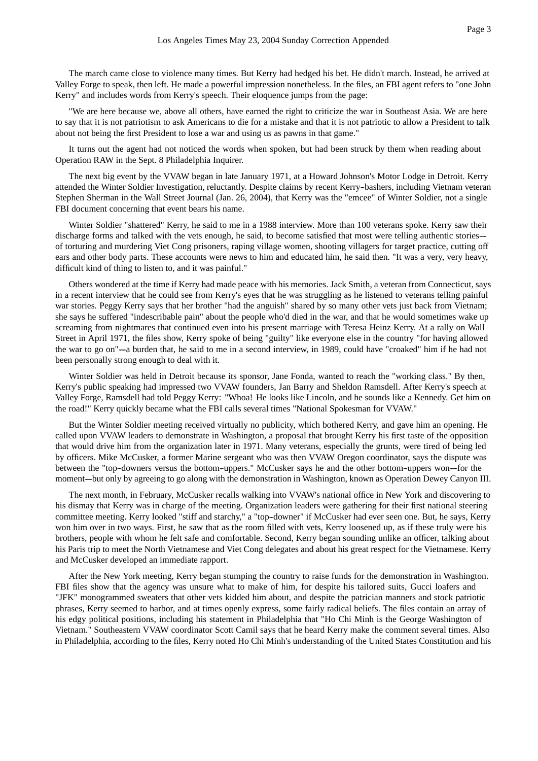The march came close to violence many times. But Kerry had hedged his bet. He didn't march. Instead, he arrived at Valley Forge to speak, then left. He made a powerful impression nonetheless. In the files, an FBI agent refers to "one John Kerry" and includes words from Kerry's speech. Their eloquence jumps from the page:

"We are here because we, above all others, have earned the right to criticize the war in Southeast Asia. We are here to say that it is not patriotism to ask Americans to die for a mistake and that it is not patriotic to allow a President to talk about not being the first President to lose a war and using us as pawns in that game."

It turns out the agent had not noticed the words when spoken, but had been struck by them when reading about Operation RAW in the Sept. 8 Philadelphia Inquirer.

The next big event by the VVAW began in late January 1971, at a Howard Johnson's Motor Lodge in Detroit. Kerry attended the Winter Soldier Investigation, reluctantly. Despite claims by recent Kerry-bashers, including Vietnam veteran Stephen Sherman in the Wall Street Journal (Jan. 26, 2004), that Kerry was the "emcee" of Winter Soldier, not a single FBI document concerning that event bears his name.

Winter Soldier "shattered" Kerry, he said to me in a 1988 interview. More than 100 veterans spoke. Kerry saw their discharge forms and talked with the vets enough, he said, to become satisfied that most were telling authentic stories—of torturing and murdering Viet Cong prisoners, raping village women, shooting villagers for target practice, cutting off ears and other body parts. These accounts were news to him and educated him, he said then. "It was a very, very heavy, difficult kind of thing to listen to, and it was painful."

Others wondered at the time if Kerry had made peace with his memories. Jack Smith, a veteran from Connecticut, says in a recent interview that he could see from Kerry's eyes that he was struggling as he listened to veterans telling painful war stories. Peggy Kerry says that her brother "had the anguish" shared by so many other vets just back from Vietnam; she says he suffered "indescribable pain" about the people who'd died in the war, and that he would sometimes wake up screaming from nightmares that continued even into his present marriage with Teresa Heinz Kerry. At a rally on Wall Street in April 1971, the files show, Kerry spoke of being "guilty" like everyone else in the country "for having allowed the war to go on"—a burden that, he said to me in a second interview, in 1989, could have "croaked" him if he had not been personally strong enough to deal with it.

Winter Soldier was held in Detroit because its sponsor, Jane Fonda, wanted to reach the "working class." By then, Kerry's public speaking had impressed two VVAW founders, Jan Barry and Sheldon Ramsdell. After Kerry's speech at Valley Forge, Ramsdell had told Peggy Kerry: "Whoa! He looks like Lincoln, and he sounds like a Kennedy. Get him on the road!" Kerry quickly became what the FBI calls several times "National Spokesman for VVAW."

But the Winter Soldier meeting received virtually no publicity, which bothered Kerry, and gave him an opening. He called upon VVAW leaders to demonstrate in Washington, a proposal that brought Kerry his first taste of the opposition that would drive him from the organization later in 1971. Many veterans, especially the grunts, were tired of being led by officers. Mike McCusker, a former Marine sergeant who was then VVAW Oregon coordinator, says the dispute was between the "top-downers versus the bottom-uppers." McCusker says he and the other bottom-uppers won—for the moment—but only by agreeing to go along with the demonstration in Washington, known as Operation Dewey Canyon III.

The next month, in February, McCusker recalls walking into VVAW's national office in New York and discovering to his dismay that Kerry was in charge of the meeting. Organization leaders were gathering for their first national steering committee meeting. Kerry looked "stiff and starchy," a "top-downer" if McCusker had ever seen one. But, he says, Kerry won him over in two ways. First, he saw that as the room filled with vets, Kerry loosened up, as if these truly were his brothers, people with whom he felt safe and comfortable. Second, Kerry began sounding unlike an officer, talking about his Paris trip to meet the North Vietnamese and Viet Cong delegates and about his great respect for the Vietnamese. Kerry and McCusker developed an immediate rapport.

After the New York meeting, Kerry began stumping the country to raise funds for the demonstration in Washington. FBI files show that the agency was unsure what to make of him, for despite his tailored suits, Gucci loafers and "JFK" monogrammed sweaters that other vets kidded him about, and despite the patrician manners and stock patriotic phrases, Kerry seemed to harbor, and at times openly express, some fairly radical beliefs. The files contain an array of his edgy political positions, including his statement in Philadelphia that "Ho Chi Minh is the George Washington of Vietnam." Southeastern VVAW coordinator Scott Camil says that he heard Kerry make the comment several times. Also in Philadelphia, according to the files, Kerry noted Ho Chi Minh's understanding of the United States Constitution and his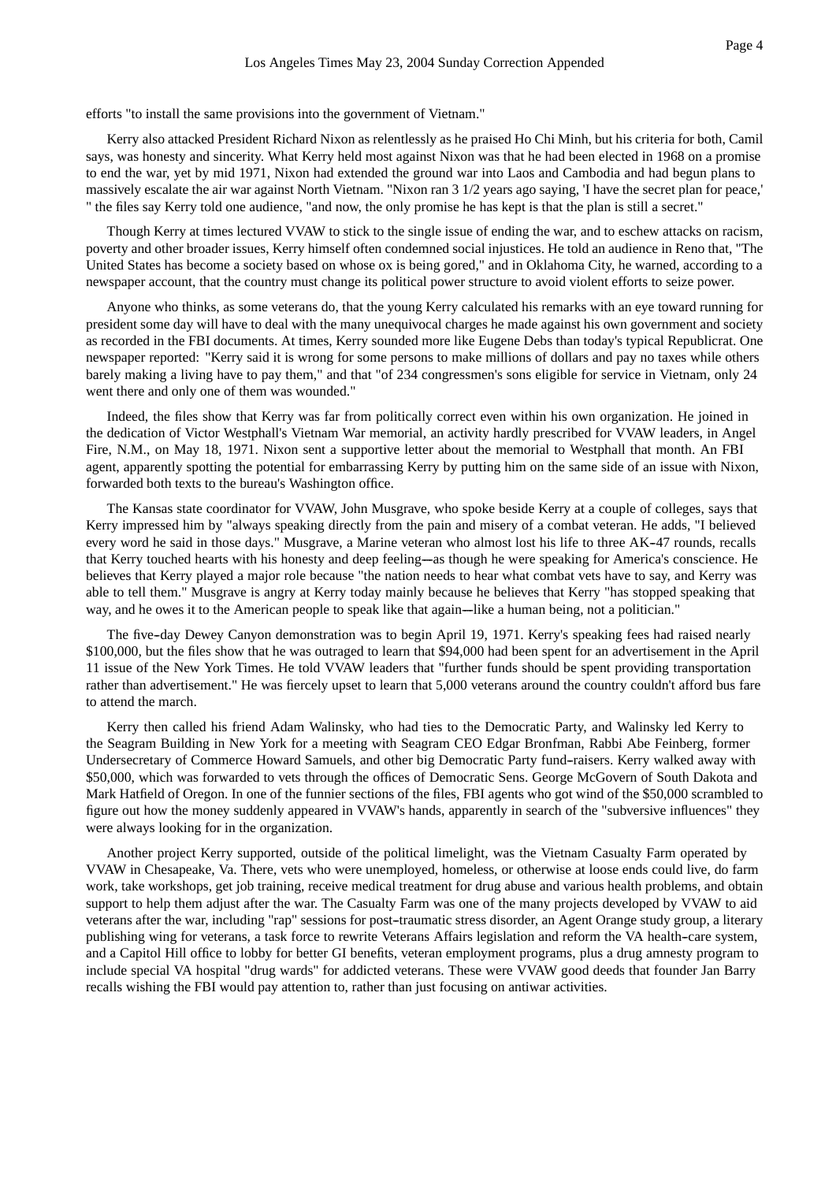efforts "to install the same provisions into the government of Vietnam."

Kerry also attacked President Richard Nixon as relentlessly as he praised Ho Chi Minh, but his criteria for both, Camil says, was honesty and sincerity. What Kerry held most against Nixon was that he had been elected in 1968 on a promise to end the war, yet by mid 1971, Nixon had extended the ground war into Laos and Cambodia and had begun plans to massively escalate the air war against North Vietnam. "Nixon ran 3 1/2 years ago saying, 'I have the secret plan for peace,' " the files say Kerry told one audience, "and now, the only promise he has kept is that the plan is still a secret."

Though Kerry at times lectured VVAW to stick to the single issue of ending the war, and to eschew attacks on racism, poverty and other broader issues, Kerry himself often condemned social injustices. He told an audience in Reno that, "The United States has become a society based on whose ox is being gored," and in Oklahoma City, he warned, according to a newspaper account, that the country must change its political power structure to avoid violent efforts to seize power.

Anyone who thinks, as some veterans do, that the young Kerry calculated his remarks with an eye toward running for president some day will have to deal with the many unequivocal charges he made against his own government and society as recorded in the FBI documents. At times, Kerry sounded more like Eugene Debs than today's typical Republicrat. One newspaper reported: "Kerry said it is wrong for some persons to make millions of dollars and pay no taxes while others barely making a living have to pay them," and that "of 234 congressmen's sons eligible for service in Vietnam, only 24 went there and only one of them was wounded."

Indeed, the files show that Kerry was far from politically correct even within his own organization. He joined in the dedication of Victor Westphall's Vietnam War memorial, an activity hardly prescribed for VVAW leaders, in Angel Fire, N.M., on May 18, 1971. Nixon sent a supportive letter about the memorial to Westphall that month. An FBI agent, apparently spotting the potential for embarrassing Kerry by putting him on the same side of an issue with Nixon, forwarded both texts to the bureau's Washington office.

The Kansas state coordinator for VVAW, John Musgrave, who spoke beside Kerry at a couple of colleges, says that Kerry impressed him by "always speaking directly from the pain and misery of a combat veteran. He adds, "I believed every word he said in those days." Musgrave, a Marine veteran who almost lost his life to three AK-47 rounds, recalls that Kerry touched hearts with his honesty and deep feeling—as though he were speaking for America's conscience. He believes that Kerry played a major role because "the nation needs to hear what combat vets have to say, and Kerry was able to tell them." Musgrave is angry at Kerry today mainly because he believes that Kerry "has stopped speaking that way, and he owes it to the American people to speak like that again—like a human being, not a politician."

The five-day Dewey Canyon demonstration was to begin April 19, 1971. Kerry's speaking fees had raised nearly $100,000, but the files show that he was outraged to learn that $94,000 had been spent for an advertisement in the April 11 issue of the New York Times. He told VVAW leaders that "further funds should be spent providing transportation rather than advertisement." He was fiercely upset to learn that 5,000 veterans around the country couldn't afford bus fare to attend the march.

Kerry then called his friend Adam Walinsky, who had ties to the Democratic Party, and Walinsky led Kerry to the Seagram Building in New York for a meeting with Seagram CEO Edgar Bronfman, Rabbi Abe Feinberg, former Undersecretary of Commerce Howard Samuels, and other big Democratic Party fund-raisers. Kerry walked away with $50,000, which was forwarded to vets through the offices of Democratic Sens. George McGovern of South Dakota and Mark Hatfield of Oregon. In one of the funnier sections of the files, FBI agents who got wind of the $50,000 scrambled to figure out how the money suddenly appeared in VVAW's hands, apparently in search of the "subversive influences" they were always looking for in the organization.

Another project Kerry supported, outside of the political limelight, was the Vietnam Casualty Farm operated by VVAW in Chesapeake, Va. There, vets who were unemployed, homeless, or otherwise at loose ends could live, do farm work, take workshops, get job training, receive medical treatment for drug abuse and various health problems, and obtain support to help them adjust after the war. The Casualty Farm was one of the many projects developed by VVAW to aid veterans after the war, including "rap" sessions for post-traumatic stress disorder, an Agent Orange study group, a literary publishing wing for veterans, a task force to rewrite Veterans Affairs legislation and reform the VA health-care system, and a Capitol Hill office to lobby for better GI benefits, veteran employment programs, plus a drug amnesty program to include special VA hospital "drug wards" for addicted veterans. These were VVAW good deeds that founder Jan Barry recalls wishing the FBI would pay attention to, rather than just focusing on antiwar activities.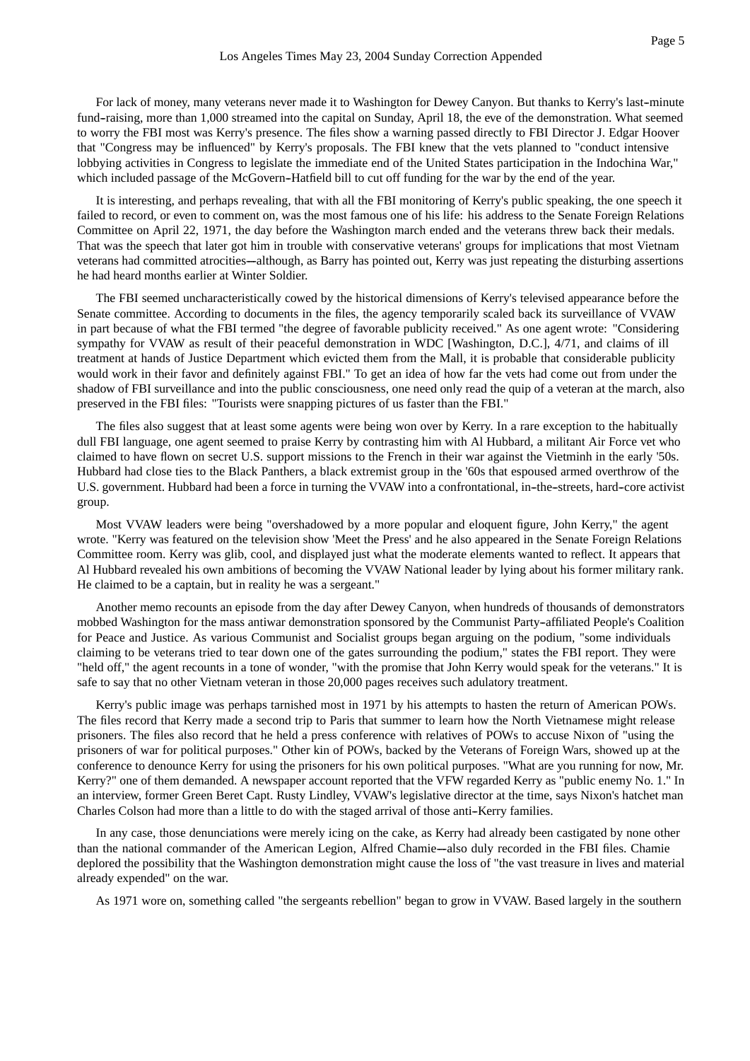For lack of money, many veterans never made it to Washington for Dewey Canyon. But thanks to Kerry's last-minute fund-raising, more than 1,000 streamed into the capital on Sunday, April 18, the eve of the demonstration. What seemed to worry the FBI most was Kerry's presence. The files show a warning passed directly to FBI Director J. Edgar Hoover that "Congress may be influenced" by Kerry's proposals. The FBI knew that the vets planned to "conduct intensive lobbying activities in Congress to legislate the immediate end of the United States participation in the Indochina War," which included passage of the McGovern-Hatfield bill to cut off funding for the war by the end of the year.

It is interesting, and perhaps revealing, that with all the FBI monitoring of Kerry's public speaking, the one speech it failed to record, or even to comment on, was the most famous one of his life: his address to the Senate Foreign Relations Committee on April 22, 1971, the day before the Washington march ended and the veterans threw back their medals. That was the speech that later got him in trouble with conservative veterans' groups for implications that most Vietnam veterans had committed atrocities--although, as Barry has pointed out, Kerry was just repeating the disturbing assertions he had heard months earlier at Winter Soldier.

The FBI seemed uncharacteristically cowed by the historical dimensions of Kerry's televised appearance before the Senate committee. According to documents in the files, the agency temporarily scaled back its surveillance of VVAW in part because of what the FBI termed "the degree of favorable publicity received." As one agent wrote: "Considering sympathy for VVAW as result of their peaceful demonstration in WDC [Washington, D.C.], 4/71, and claims of ill treatment at hands of Justice Department which evicted them from the Mall, it is probable that considerable publicity would work in their favor and definitely against FBI." To get an idea of how far the vets had come out from under the shadow of FBI surveillance and into the public consciousness, one need only read the quip of a veteran at the march, also preserved in the FBI files: "Tourists were snapping pictures of us faster than the FBI."

The files also suggest that at least some agents were being won over by Kerry. In a rare exception to the habitually dull FBI language, one agent seemed to praise Kerry by contrasting him with Al Hubbard, a militant Air Force vet who claimed to have flown on secret U.S. support missions to the French in their war against the Vietminh in the early '50s. Hubbard had close ties to the Black Panthers, a black extremist group in the '60s that espoused armed overthrow of the U.S. government. Hubbard had been a force in turning the VVAW into a confrontational, in-the-streets, hard-core activist group.

Most VVAW leaders were being "overshadowed by a more popular and eloquent figure, John Kerry," the agent wrote. "Kerry was featured on the television show 'Meet the Press' and he also appeared in the Senate Foreign Relations Committee room. Kerry was glib, cool, and displayed just what the moderate elements wanted to reflect. It appears that Al Hubbard revealed his own ambitions of becoming the VVAW National leader by lying about his former military rank. He claimed to be a captain, but in reality he was a sergeant."

Another memo recounts an episode from the day after Dewey Canyon, when hundreds of thousands of demonstrators mobbed Washington for the mass antiwar demonstration sponsored by the Communist Party-affiliated People's Coalition for Peace and Justice. As various Communist and Socialist groups began arguing on the podium, "some individuals claiming to be veterans tried to tear down one of the gates surrounding the podium," states the FBI report. They were "held off," the agent recounts in a tone of wonder, "with the promise that John Kerry would speak for the veterans." It is safe to say that no other Vietnam veteran in those 20,000 pages receives such adulatory treatment.

Kerry's public image was perhaps tarnished most in 1971 by his attempts to hasten the return of American POWs. The files record that Kerry made a second trip to Paris that summer to learn how the North Vietnamese might release prisoners. The files also record that he held a press conference with relatives of POWs to accuse Nixon of "using the prisoners of war for political purposes." Other kin of POWs, backed by the Veterans of Foreign Wars, showed up at the conference to denounce Kerry for using the prisoners for his own political purposes. "What are you running for now, Mr. Kerry?" one of them demanded. A newspaper account reported that the VFW regarded Kerry as "public enemy No. 1." In an interview, former Green Beret Capt. Rusty Lindley, VVAW's legislative director at the time, says Nixon's hatchet man Charles Colson had more than a little to do with the staged arrival of those anti-Kerry families.

In any case, those denunciations were merely icing on the cake, as Kerry had already been castigated by none other than the national commander of the American Legion, Alfred Chamie--also duly recorded in the FBI files. Chamie deplored the possibility that the Washington demonstration might cause the loss of "the vast treasure in lives and material already expended" on the war.

As 1971 wore on, something called "the sergeants rebellion" began to grow in VVAW. Based largely in the southern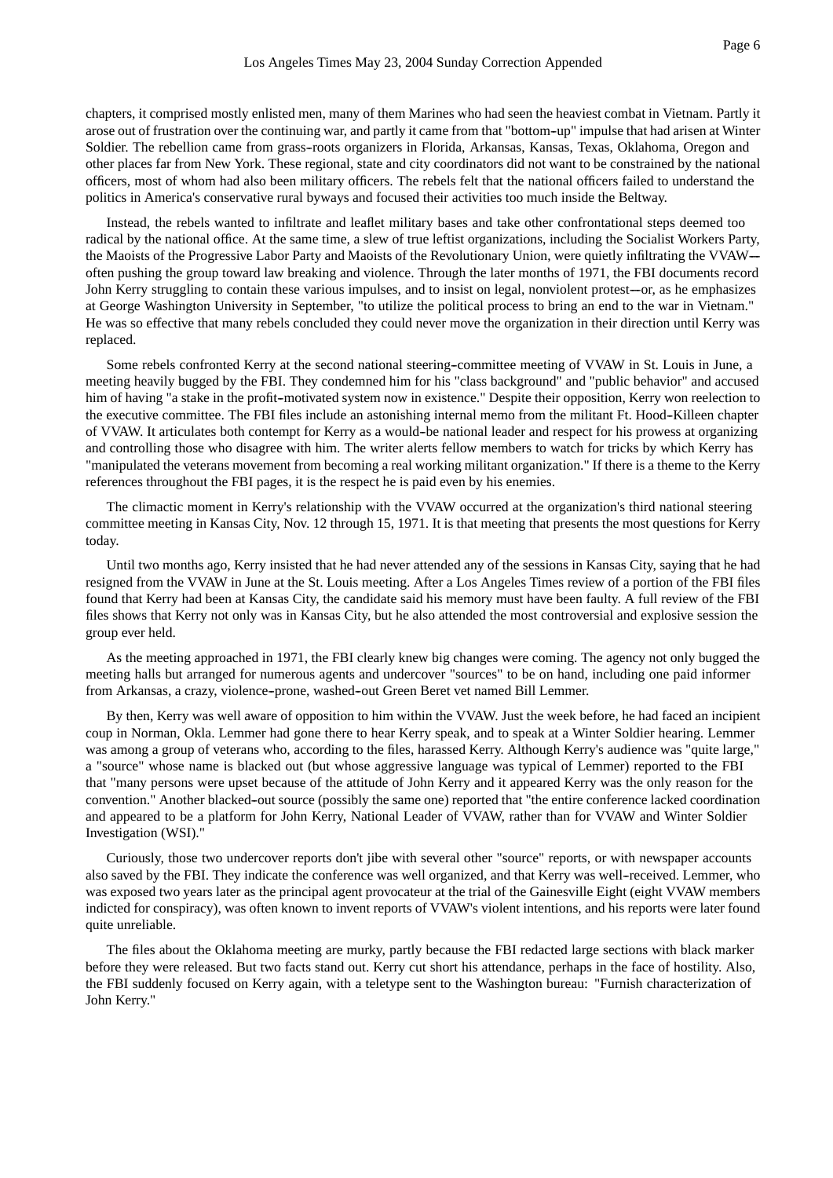chapters, it comprised mostly enlisted men, many of them Marines who had seen the heaviest combat in Vietnam. Partly it arose out of frustration over the continuing war, and partly it came from that "bottom-up" impulse that had arisen at Winter Soldier. The rebellion came from grass-roots organizers in Florida, Arkansas, Kansas, Texas, Oklahoma, Oregon and other places far from New York. These regional, state and city coordinators did not want to be constrained by the national officers, most of whom had also been military officers. The rebels felt that the national officers failed to understand the politics in America's conservative rural byways and focused their activities too much inside the Beltway.

Instead, the rebels wanted to infiltrate and leaflet military bases and take other confrontational steps deemed too radical by the national office. At the same time, a slew of true leftist organizations, including the Socialist Workers Party, the Maoists of the Progressive Labor Party and Maoists of the Revolutionary Union, were quietly infiltrating the VVAW--often pushing the group toward law breaking and violence. Through the later months of 1971, the FBI documents record John Kerry struggling to contain these various impulses, and to insist on legal, nonviolent protest--or, as he emphasizes at George Washington University in September, "to utilize the political process to bring an end to the war in Vietnam." He was so effective that many rebels concluded they could never move the organization in their direction until Kerry was replaced.

Some rebels confronted Kerry at the second national steering-committee meeting of VVAW in St. Louis in June, a meeting heavily bugged by the FBI. They condemned him for his "class background" and "public behavior" and accused him of having "a stake in the profit-motivated system now in existence." Despite their opposition, Kerry won reelection to the executive committee. The FBI files include an astonishing internal memo from the militant Ft. Hood-Killeen chapter of VVAW. It articulates both contempt for Kerry as a would-be national leader and respect for his prowess at organizing and controlling those who disagree with him. The writer alerts fellow members to watch for tricks by which Kerry has "manipulated the veterans movement from becoming a real working militant organization." If there is a theme to the Kerry references throughout the FBI pages, it is the respect he is paid even by his enemies.

The climactic moment in Kerry's relationship with the VVAW occurred at the organization's third national steering committee meeting in Kansas City, Nov. 12 through 15, 1971. It is that meeting that presents the most questions for Kerry today.

Until two months ago, Kerry insisted that he had never attended any of the sessions in Kansas City, saying that he had resigned from the VVAW in June at the St. Louis meeting. After a Los Angeles Times review of a portion of the FBI files found that Kerry had been at Kansas City, the candidate said his memory must have been faulty. A full review of the FBI files shows that Kerry not only was in Kansas City, but he also attended the most controversial and explosive session the group ever held.

As the meeting approached in 1971, the FBI clearly knew big changes were coming. The agency not only bugged the meeting halls but arranged for numerous agents and undercover "sources" to be on hand, including one paid informer from Arkansas, a crazy, violence-prone, washed-out Green Beret vet named Bill Lemmer.

By then, Kerry was well aware of opposition to him within the VVAW. Just the week before, he had faced an incipient coup in Norman, Okla. Lemmer had gone there to hear Kerry speak, and to speak at a Winter Soldier hearing. Lemmer was among a group of veterans who, according to the files, harassed Kerry. Although Kerry's audience was "quite large," a "source" whose name is blacked out (but whose aggressive language was typical of Lemmer) reported to the FBI that "many persons were upset because of the attitude of John Kerry and it appeared Kerry was the only reason for the convention." Another blacked-out source (possibly the same one) reported that "the entire conference lacked coordination and appeared to be a platform for John Kerry, National Leader of VVAW, rather than for VVAW and Winter Soldier Investigation (WSI)."

Curiously, those two undercover reports don't jibe with several other "source" reports, or with newspaper accounts also saved by the FBI. They indicate the conference was well organized, and that Kerry was well-received. Lemmer, who was exposed two years later as the principal agent provocateur at the trial of the Gainesville Eight (eight VVAW members indicted for conspiracy), was often known to invent reports of VVAW's violent intentions, and his reports were later found quite unreliable.

The files about the Oklahoma meeting are murky, partly because the FBI redacted large sections with black marker before they were released. But two facts stand out. Kerry cut short his attendance, perhaps in the face of hostility. Also, the FBI suddenly focused on Kerry again, with a teletype sent to the Washington bureau: "Furnish characterization of John Kerry."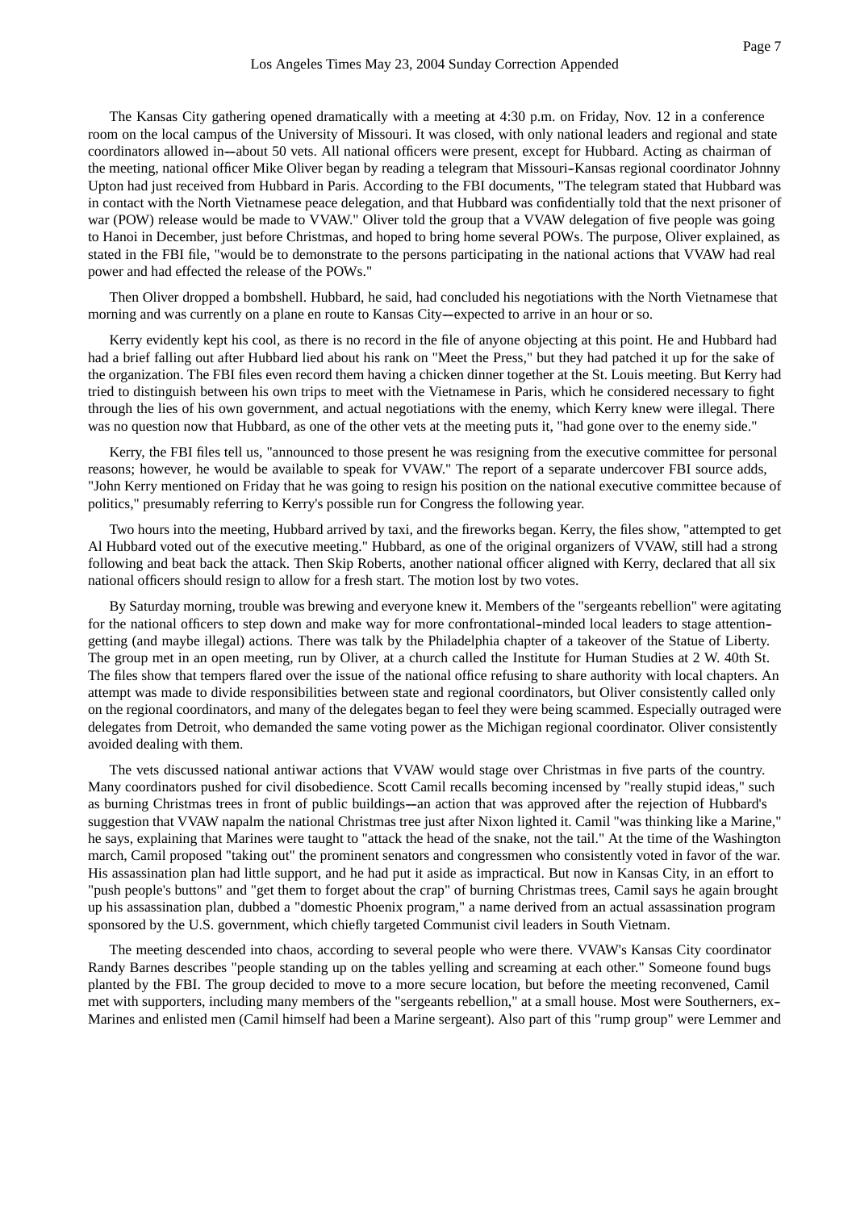The Kansas City gathering opened dramatically with a meeting at 4:30 p.m. on Friday, Nov. 12 in a conference room on the local campus of the University of Missouri. It was closed, with only national leaders and regional and state coordinators allowed in--about 50 vets. All national officers were present, except for Hubbard. Acting as chairman of the meeting, national officer Mike Oliver began by reading a telegram that Missouri-Kansas regional coordinator Johnny Upton had just received from Hubbard in Paris. According to the FBI documents, "The telegram stated that Hubbard was in contact with the North Vietnamese peace delegation, and that Hubbard was confidentially told that the next prisoner of war (POW) release would be made to VVAW." Oliver told the group that a VVAW delegation of five people was going to Hanoi in December, just before Christmas, and hoped to bring home several POWs. The purpose, Oliver explained, as stated in the FBI file, "would be to demonstrate to the persons participating in the national actions that VVAW had real power and had effected the release of the POWs."

Then Oliver dropped a bombshell. Hubbard, he said, had concluded his negotiations with the North Vietnamese that morning and was currently on a plane en route to Kansas City--expected to arrive in an hour or so.

Kerry evidently kept his cool, as there is no record in the file of anyone objecting at this point. He and Hubbard had had a brief falling out after Hubbard lied about his rank on "Meet the Press," but they had patched it up for the sake of the organization. The FBI files even record them having a chicken dinner together at the St. Louis meeting. But Kerry had tried to distinguish between his own trips to meet with the Vietnamese in Paris, which he considered necessary to fight through the lies of his own government, and actual negotiations with the enemy, which Kerry knew were illegal. There was no question now that Hubbard, as one of the other vets at the meeting puts it, "had gone over to the enemy side."

Kerry, the FBI files tell us, "announced to those present he was resigning from the executive committee for personal reasons; however, he would be available to speak for VVAW." The report of a separate undercover FBI source adds, "John Kerry mentioned on Friday that he was going to resign his position on the national executive committee because of politics," presumably referring to Kerry's possible run for Congress the following year.

Two hours into the meeting, Hubbard arrived by taxi, and the fireworks began. Kerry, the files show, "attempted to get Al Hubbard voted out of the executive meeting." Hubbard, as one of the original organizers of VVAW, still had a strong following and beat back the attack. Then Skip Roberts, another national officer aligned with Kerry, declared that all six national officers should resign to allow for a fresh start. The motion lost by two votes.

By Saturday morning, trouble was brewing and everyone knew it. Members of the "sergeants rebellion" were agitating for the national officers to step down and make way for more confrontational-minded local leaders to stage attention-getting (and maybe illegal) actions. There was talk by the Philadelphia chapter of a takeover of the Statue of Liberty. The group met in an open meeting, run by Oliver, at a church called the Institute for Human Studies at 2 W. 40th St. The files show that tempers flared over the issue of the national office refusing to share authority with local chapters. An attempt was made to divide responsibilities between state and regional coordinators, but Oliver consistently called only on the regional coordinators, and many of the delegates began to feel they were being scammed. Especially outraged were delegates from Detroit, who demanded the same voting power as the Michigan regional coordinator. Oliver consistently avoided dealing with them.

The vets discussed national antiwar actions that VVAW would stage over Christmas in five parts of the country. Many coordinators pushed for civil disobedience. Scott Camil recalls becoming incensed by "really stupid ideas," such as burning Christmas trees in front of public buildings--an action that was approved after the rejection of Hubbard's suggestion that VVAW napalm the national Christmas tree just after Nixon lighted it. Camil "was thinking like a Marine," he says, explaining that Marines were taught to "attack the head of the snake, not the tail." At the time of the Washington march, Camil proposed "taking out" the prominent senators and congressmen who consistently voted in favor of the war. His assassination plan had little support, and he had put it aside as impractical. But now in Kansas City, in an effort to "push people's buttons" and "get them to forget about the crap" of burning Christmas trees, Camil says he again brought up his assassination plan, dubbed a "domestic Phoenix program," a name derived from an actual assassination program sponsored by the U.S. government, which chiefly targeted Communist civil leaders in South Vietnam.

The meeting descended into chaos, according to several people who were there. VVAW's Kansas City coordinator Randy Barnes describes "people standing up on the tables yelling and screaming at each other." Someone found bugs planted by the FBI. The group decided to move to a more secure location, but before the meeting reconvened, Camil met with supporters, including many members of the "sergeants rebellion," at a small house. Most were Southerners, ex-Marines and enlisted men (Camil himself had been a Marine sergeant). Also part of this "rump group" were Lemmer and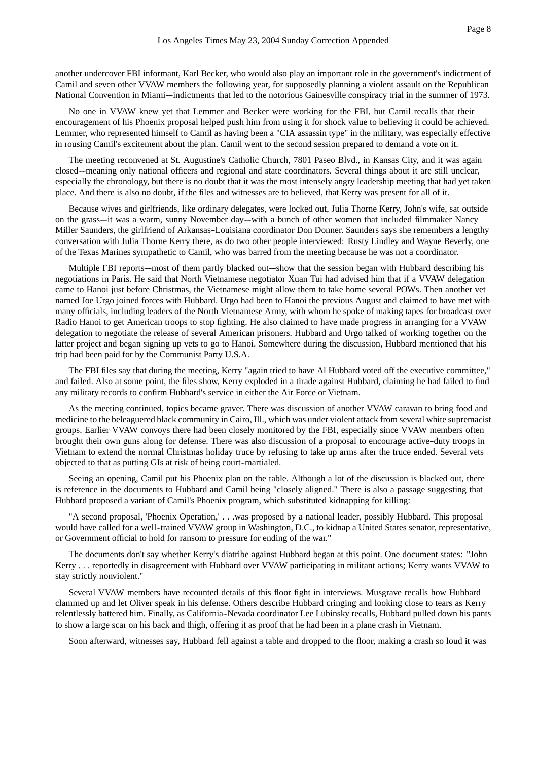another undercover FBI informant, Karl Becker, who would also play an important role in the government's indictment of Camil and seven other VVAW members the following year, for supposedly planning a violent assault on the Republican National Convention in Miami—indictments that led to the notorious Gainesville conspiracy trial in the summer of 1973.

No one in VVAW knew yet that Lemmer and Becker were working for the FBI, but Camil recalls that their encouragement of his Phoenix proposal helped push him from using it for shock value to believing it could be achieved. Lemmer, who represented himself to Camil as having been a "CIA assassin type" in the military, was especially effective in rousing Camil's excitement about the plan. Camil went to the second session prepared to demand a vote on it.

The meeting reconvened at St. Augustine's Catholic Church, 7801 Paseo Blvd., in Kansas City, and it was again closed—meaning only national officers and regional and state coordinators. Several things about it are still unclear, especially the chronology, but there is no doubt that it was the most intensely angry leadership meeting that had yet taken place. And there is also no doubt, if the files and witnesses are to believed, that Kerry was present for all of it.

Because wives and girlfriends, like ordinary delegates, were locked out, Julia Thorne Kerry, John's wife, sat outside on the grass—it was a warm, sunny November day—with a bunch of other women that included filmmaker Nancy Miller Saunders, the girlfriend of Arkansas-Louisiana coordinator Don Donner. Saunders says she remembers a lengthy conversation with Julia Thorne Kerry there, as do two other people interviewed: Rusty Lindley and Wayne Beverly, one of the Texas Marines sympathetic to Camil, who was barred from the meeting because he was not a coordinator.

Multiple FBI reports—most of them partly blacked out—show that the session began with Hubbard describing his negotiations in Paris. He said that North Vietnamese negotiator Xuan Tui had advised him that if a VVAW delegation came to Hanoi just before Christmas, the Vietnamese might allow them to take home several POWs. Then another vet named Joe Urgo joined forces with Hubbard. Urgo had been to Hanoi the previous August and claimed to have met with many officials, including leaders of the North Vietnamese Army, with whom he spoke of making tapes for broadcast over Radio Hanoi to get American troops to stop fighting. He also claimed to have made progress in arranging for a VVAW delegation to negotiate the release of several American prisoners. Hubbard and Urgo talked of working together on the latter project and began signing up vets to go to Hanoi. Somewhere during the discussion, Hubbard mentioned that his trip had been paid for by the Communist Party U.S.A.

The FBI files say that during the meeting, Kerry "again tried to have Al Hubbard voted off the executive committee," and failed. Also at some point, the files show, Kerry exploded in a tirade against Hubbard, claiming he had failed to find any military records to confirm Hubbard's service in either the Air Force or Vietnam.

As the meeting continued, topics became graver. There was discussion of another VVAW caravan to bring food and medicine to the beleaguered black community in Cairo, Ill., which was under violent attack from several white supremacist groups. Earlier VVAW convoys there had been closely monitored by the FBI, especially since VVAW members often brought their own guns along for defense. There was also discussion of a proposal to encourage active-duty troops in Vietnam to extend the normal Christmas holiday truce by refusing to take up arms after the truce ended. Several vets objected to that as putting GIs at risk of being court-martialed.

Seeing an opening, Camil put his Phoenix plan on the table. Although a lot of the discussion is blacked out, there is reference in the documents to Hubbard and Camil being "closely aligned." There is also a passage suggesting that Hubbard proposed a variant of Camil's Phoenix program, which substituted kidnapping for killing:

"A second proposal, 'Phoenix Operation,' . . .was proposed by a national leader, possibly Hubbard. This proposal would have called for a well-trained VVAW group in Washington, D.C., to kidnap a United States senator, representative, or Government official to hold for ransom to pressure for ending of the war."

The documents don't say whether Kerry's diatribe against Hubbard began at this point. One document states: "John Kerry . . . reportedly in disagreement with Hubbard over VVAW participating in militant actions; Kerry wants VVAW to stay strictly nonviolent."

Several VVAW members have recounted details of this floor fight in interviews. Musgrave recalls how Hubbard clammed up and let Oliver speak in his defense. Others describe Hubbard cringing and looking close to tears as Kerry relentlessly battered him. Finally, as California-Nevada coordinator Lee Lubinsky recalls, Hubbard pulled down his pants to show a large scar on his back and thigh, offering it as proof that he had been in a plane crash in Vietnam.

Soon afterward, witnesses say, Hubbard fell against a table and dropped to the floor, making a crash so loud it was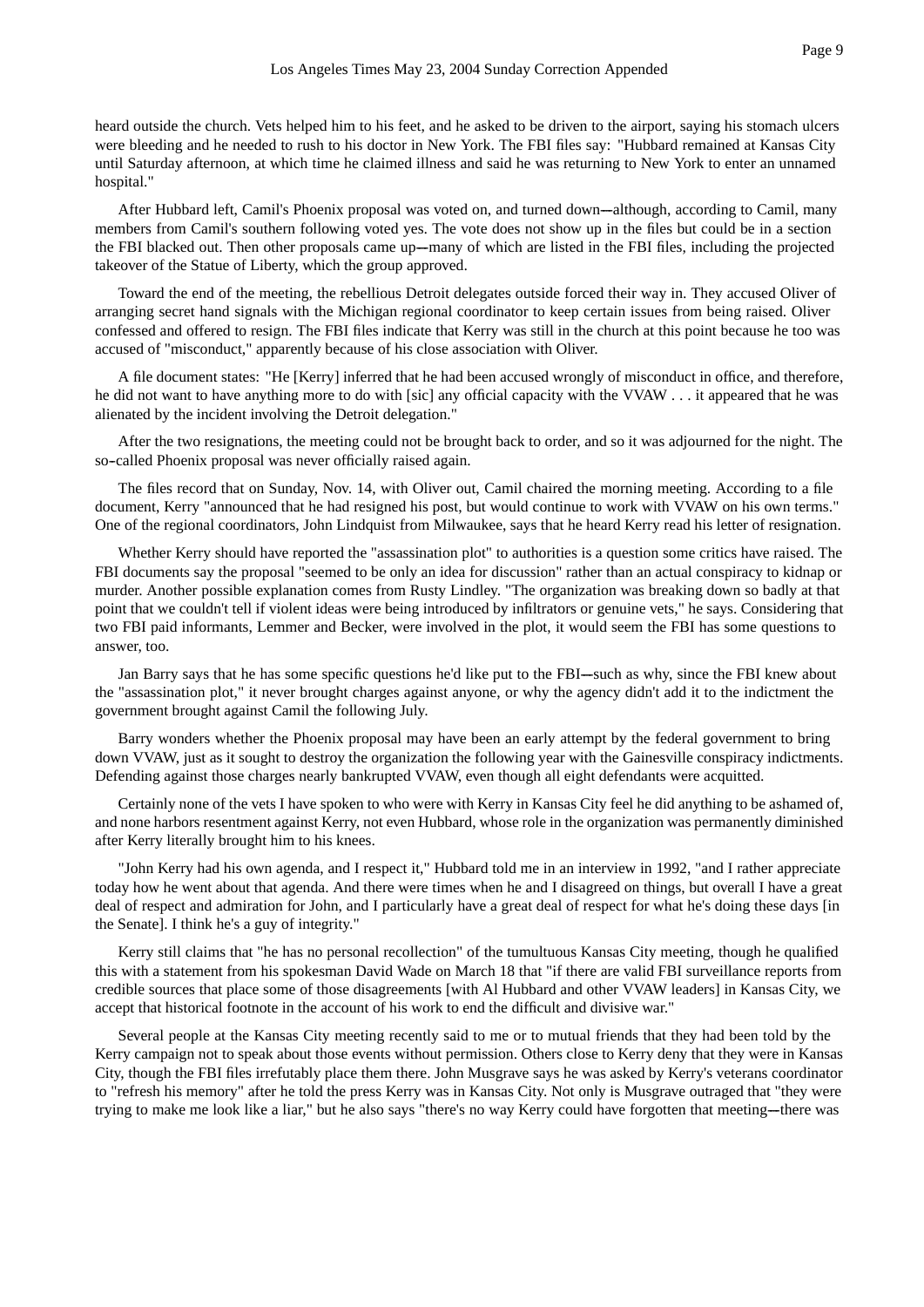heard outside the church. Vets helped him to his feet, and he asked to be driven to the airport, saying his stomach ulcers were bleeding and he needed to rush to his doctor in New York. The FBI files say: "Hubbard remained at Kansas City until Saturday afternoon, at which time he claimed illness and said he was returning to New York to enter an unnamed hospital."

After Hubbard left, Camil's Phoenix proposal was voted on, and turned down--although, according to Camil, many members from Camil's southern following voted yes. The vote does not show up in the files but could be in a section the FBI blacked out. Then other proposals came up--many of which are listed in the FBI files, including the projected takeover of the Statue of Liberty, which the group approved.

Toward the end of the meeting, the rebellious Detroit delegates outside forced their way in. They accused Oliver of arranging secret hand signals with the Michigan regional coordinator to keep certain issues from being raised. Oliver confessed and offered to resign. The FBI files indicate that Kerry was still in the church at this point because he too was accused of "misconduct," apparently because of his close association with Oliver.

A file document states: "He [Kerry] inferred that he had been accused wrongly of misconduct in office, and therefore, he did not want to have anything more to do with [sic] any official capacity with the VVAW . . . it appeared that he was alienated by the incident involving the Detroit delegation."

After the two resignations, the meeting could not be brought back to order, and so it was adjourned for the night. The so-called Phoenix proposal was never officially raised again.

The files record that on Sunday, Nov. 14, with Oliver out, Camil chaired the morning meeting. According to a file document, Kerry "announced that he had resigned his post, but would continue to work with VVAW on his own terms." One of the regional coordinators, John Lindquist from Milwaukee, says that he heard Kerry read his letter of resignation.

Whether Kerry should have reported the "assassination plot" to authorities is a question some critics have raised. The FBI documents say the proposal "seemed to be only an idea for discussion" rather than an actual conspiracy to kidnap or murder. Another possible explanation comes from Rusty Lindley. "The organization was breaking down so badly at that point that we couldn't tell if violent ideas were being introduced by infiltrators or genuine vets," he says. Considering that two FBI paid informants, Lemmer and Becker, were involved in the plot, it would seem the FBI has some questions to answer, too.

Jan Barry says that he has some specific questions he'd like put to the FBI--such as why, since the FBI knew about the "assassination plot," it never brought charges against anyone, or why the agency didn't add it to the indictment the government brought against Camil the following July.

Barry wonders whether the Phoenix proposal may have been an early attempt by the federal government to bring down VVAW, just as it sought to destroy the organization the following year with the Gainesville conspiracy indictments. Defending against those charges nearly bankrupted VVAW, even though all eight defendants were acquitted.

Certainly none of the vets I have spoken to who were with Kerry in Kansas City feel he did anything to be ashamed of, and none harbors resentment against Kerry, not even Hubbard, whose role in the organization was permanently diminished after Kerry literally brought him to his knees.

"John Kerry had his own agenda, and I respect it," Hubbard told me in an interview in 1992, "and I rather appreciate today how he went about that agenda. And there were times when he and I disagreed on things, but overall I have a great deal of respect and admiration for John, and I particularly have a great deal of respect for what he's doing these days [in the Senate]. I think he's a guy of integrity."

Kerry still claims that "he has no personal recollection" of the tumultuous Kansas City meeting, though he qualified this with a statement from his spokesman David Wade on March 18 that "if there are valid FBI surveillance reports from credible sources that place some of those disagreements [with Al Hubbard and other VVAW leaders] in Kansas City, we accept that historical footnote in the account of his work to end the difficult and divisive war."

Several people at the Kansas City meeting recently said to me or to mutual friends that they had been told by the Kerry campaign not to speak about those events without permission. Others close to Kerry deny that they were in Kansas City, though the FBI files irrefutably place them there. John Musgrave says he was asked by Kerry's veterans coordinator to "refresh his memory" after he told the press Kerry was in Kansas City. Not only is Musgrave outraged that "they were trying to make me look like a liar," but he also says "there's no way Kerry could have forgotten that meeting--there was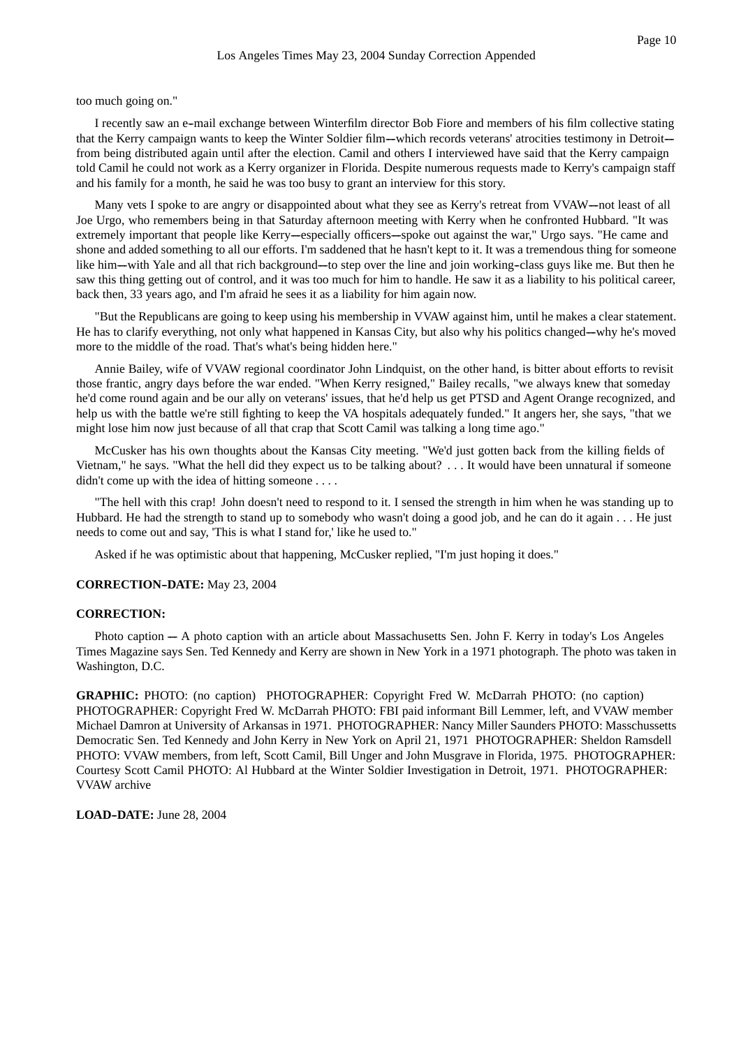too much going on."

I recently saw an e-mail exchange between Winterfilm director Bob Fiore and members of his film collective stating that the Kerry campaign wants to keep the Winter Soldier film--which records veterans' atrocities testimony in Detroit--from being distributed again until after the election. Camil and others I interviewed have said that the Kerry campaign told Camil he could not work as a Kerry organizer in Florida. Despite numerous requests made to Kerry's campaign staff and his family for a month, he said he was too busy to grant an interview for this story.

Many vets I spoke to are angry or disappointed about what they see as Kerry's retreat from VVAW--not least of all Joe Urgo, who remembers being in that Saturday afternoon meeting with Kerry when he confronted Hubbard. "It was extremely important that people like Kerry--especially officers--spoke out against the war," Urgo says. "He came and shone and added something to all our efforts. I'm saddened that he hasn't kept to it. It was a tremendous thing for someone like him--with Yale and all that rich background--to step over the line and join working-class guys like me. But then he saw this thing getting out of control, and it was too much for him to handle. He saw it as a liability to his political career, back then, 33 years ago, and I'm afraid he sees it as a liability for him again now.

"But the Republicans are going to keep using his membership in VVAW against him, until he makes a clear statement. He has to clarify everything, not only what happened in Kansas City, but also why his politics changed--why he's moved more to the middle of the road. That's what's being hidden here."

Annie Bailey, wife of VVAW regional coordinator John Lindquist, on the other hand, is bitter about efforts to revisit those frantic, angry days before the war ended. "When Kerry resigned," Bailey recalls, "we always knew that someday he'd come round again and be our ally on veterans' issues, that he'd help us get PTSD and Agent Orange recognized, and help us with the battle we're still fighting to keep the VA hospitals adequately funded." It angers her, she says, "that we might lose him now just because of all that crap that Scott Camil was talking a long time ago."

McCusker has his own thoughts about the Kansas City meeting. "We'd just gotten back from the killing fields of Vietnam," he says. "What the hell did they expect us to be talking about? . . . It would have been unnatural if someone didn't come up with the idea of hitting someone . . . .

"The hell with this crap! John doesn't need to respond to it. I sensed the strength in him when he was standing up to Hubbard. He had the strength to stand up to somebody who wasn't doing a good job, and he can do it again . . . He just needs to come out and say, 'This is what I stand for,' like he used to."

Asked if he was optimistic about that happening, McCusker replied, "I'm just hoping it does."

**CORRECTION-DATE:** May 23, 2004

**CORRECTION:**

Photo caption -- A photo caption with an article about Massachusetts Sen. John F. Kerry in today's Los Angeles Times Magazine says Sen. Ted Kennedy and Kerry are shown in New York in a 1971 photograph. The photo was taken in Washington, D.C.

**GRAPHIC:** PHOTO: (no caption) PHOTOGRAPHER: Copyright Fred W. McDarrah PHOTO: (no caption) PHOTOGRAPHER: Copyright Fred W. McDarrah PHOTO: FBI paid informant Bill Lemmer, left, and VVAW member Michael Damron at University of Arkansas in 1971. PHOTOGRAPHER: Nancy Miller Saunders PHOTO: Masschussetts Democratic Sen. Ted Kennedy and John Kerry in New York on April 21, 1971 PHOTOGRAPHER: Sheldon Ramsdell PHOTO: VVAW members, from left, Scott Camil, Bill Unger and John Musgrave in Florida, 1975. PHOTOGRAPHER: Courtesy Scott Camil PHOTO: Al Hubbard at the Winter Soldier Investigation in Detroit, 1971. PHOTOGRAPHER: VVAW archive

**LOAD-DATE:** June 28, 2004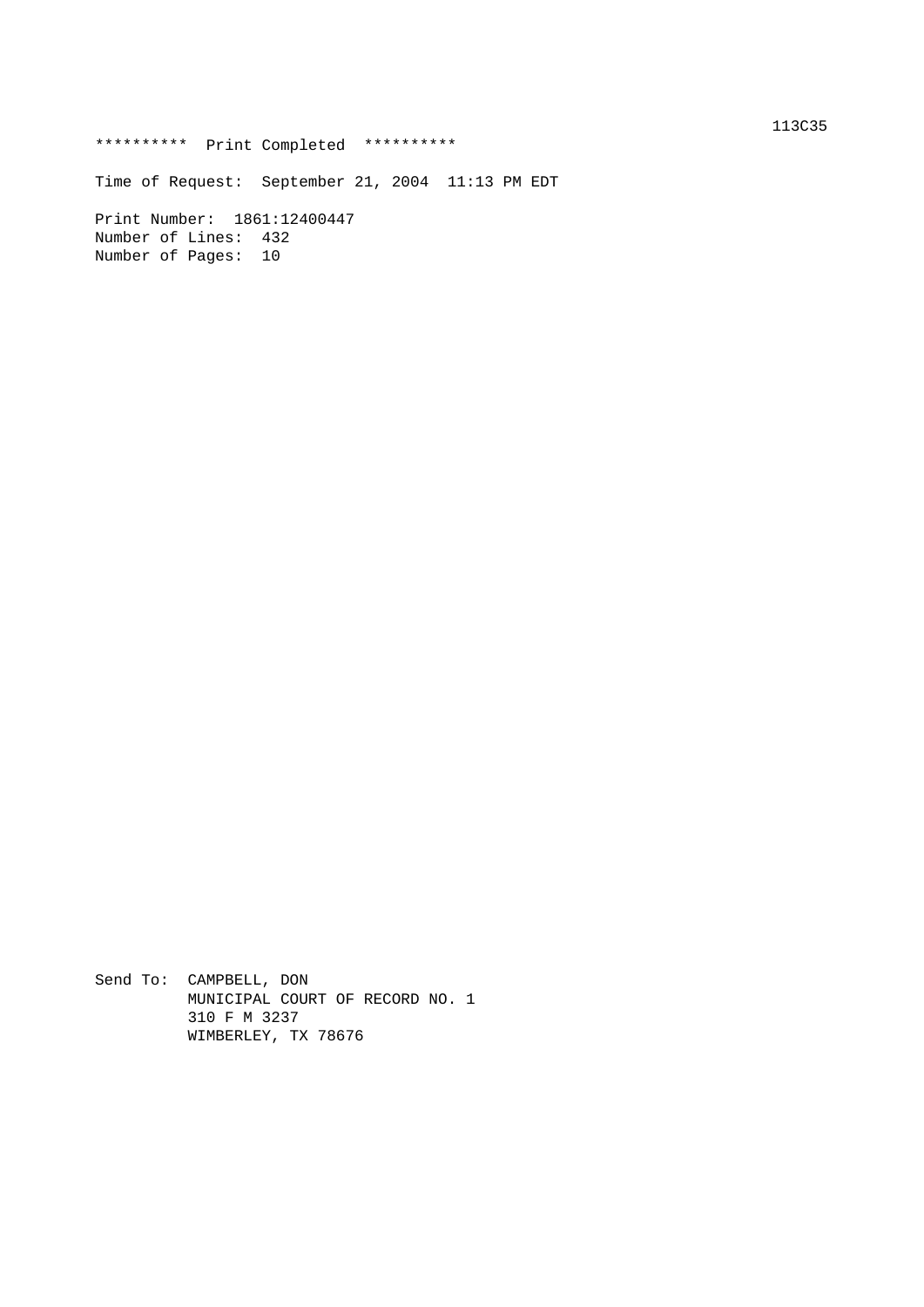113C35

********** Print Completed **********

Time of Request: September 21, 2004 11:13 PM EDT

Print Number: 1861:12400447
Number of Lines: 432
Number of Pages: 10

Send To: CAMPBELL, DON
MUNICIPAL COURT OF RECORD NO. 1
310 F M 3237
WIMBERLEY, TX 78676